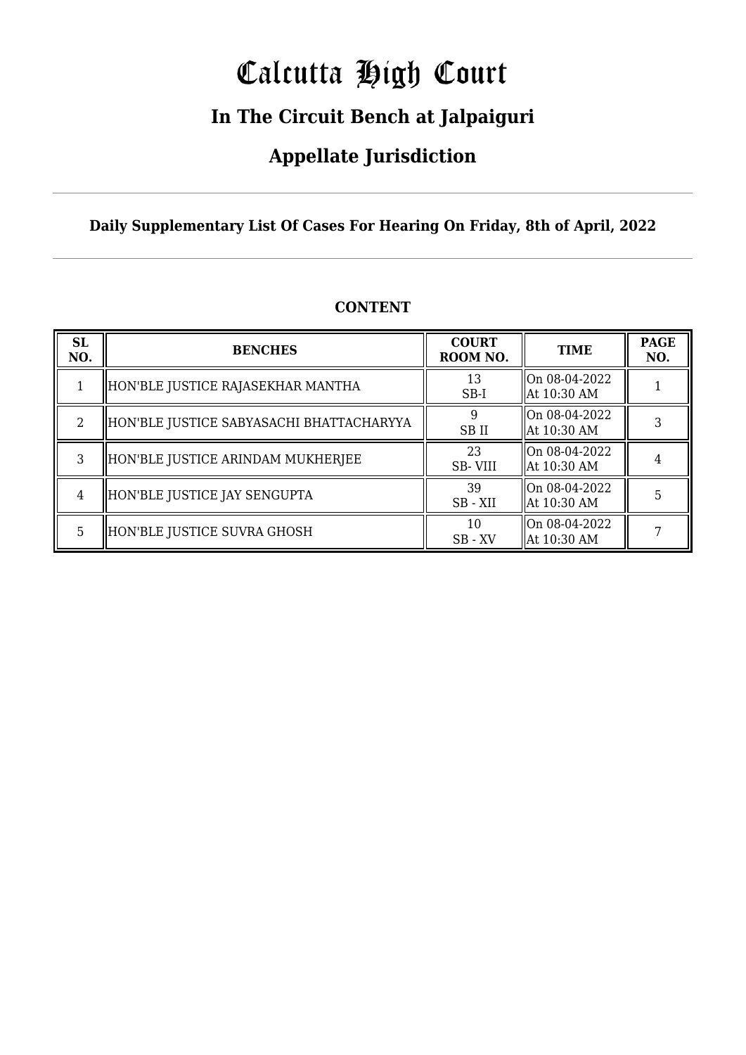# Calcutta High Court

## In The Circuit Bench at Jalpaiguri

## Appellate Jurisdiction

**Daily Supplementary List Of Cases For Hearing On Friday, 8th of April, 2022**

### CONTENT

| SL NO. | BENCHES | COURT ROOM NO. | TIME | PAGE NO. |
|---|---|---|---|---|
| 1 | HON'BLE JUSTICE RAJASEKHAR MANTHA | 13 SB-I | On 08-04-2022 At 10:30 AM | 1 |
| 2 | HON'BLE JUSTICE SABYASACHI BHATTACHARYYA | 9 SB II | On 08-04-2022 At 10:30 AM | 3 |
| 3 | HON'BLE JUSTICE ARINDAM MUKHERJEE | 23 SB- VIII | On 08-04-2022 At 10:30 AM | 4 |
| 4 | HON'BLE JUSTICE JAY SENGUPTA | 39 SB - XII | On 08-04-2022 At 10:30 AM | 5 |
| 5 | HON'BLE JUSTICE SUVRA GHOSH | 10 SB - XV | On 08-04-2022 At 10:30 AM | 7 |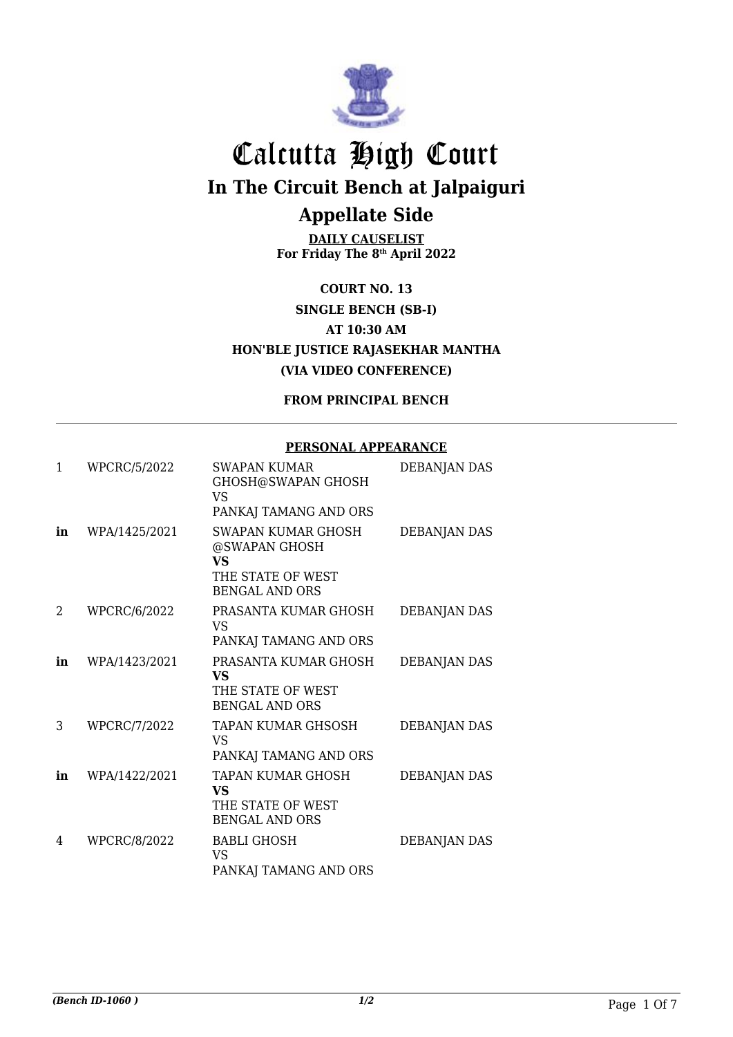# Calcutta High Court

## In The Circuit Bench at Jalpaiguri

## Appellate Side

**DAILY CAUSELIST**
**For Friday The 8th April 2022**

**COURT NO. 13**

**SINGLE BENCH (SB-I)**

**AT 10:30 AM**

**HON'BLE JUSTICE RAJASEKHAR MANTHA**

**(VIA VIDEO CONFERENCE)**

**FROM PRINCIPAL BENCH**

**PERSONAL APPEARANCE**

| | | | |
|---|---|---|---|
| 1 | WPCRC/5/2022 | SWAPAN KUMAR GHOSH@SWAPAN GHOSH<br>VS<br>PANKAJ TAMANG AND ORS | DEBANJAN DAS |
| **in** | WPA/1425/2021 | SWAPAN KUMAR GHOSH @SWAPAN GHOSH<br>**VS**<br>THE STATE OF WEST BENGAL AND ORS | DEBANJAN DAS |
| 2 | WPCRC/6/2022 | PRASANTA KUMAR GHOSH<br>VS<br>PANKAJ TAMANG AND ORS | DEBANJAN DAS |
| **in** | WPA/1423/2021 | PRASANTA KUMAR GHOSH<br>**VS**<br>THE STATE OF WEST BENGAL AND ORS | DEBANJAN DAS |
| 3 | WPCRC/7/2022 | TAPAN KUMAR GHSOSH<br>VS<br>PANKAJ TAMANG AND ORS | DEBANJAN DAS |
| **in** | WPA/1422/2021 | TAPAN KUMAR GHOSH<br>**VS**<br>THE STATE OF WEST BENGAL AND ORS | DEBANJAN DAS |
| 4 | WPCRC/8/2022 | BABLI GHOSH<br>VS<br>PANKAJ TAMANG AND ORS | DEBANJAN DAS |

*(Bench ID-1060 )* *1/2*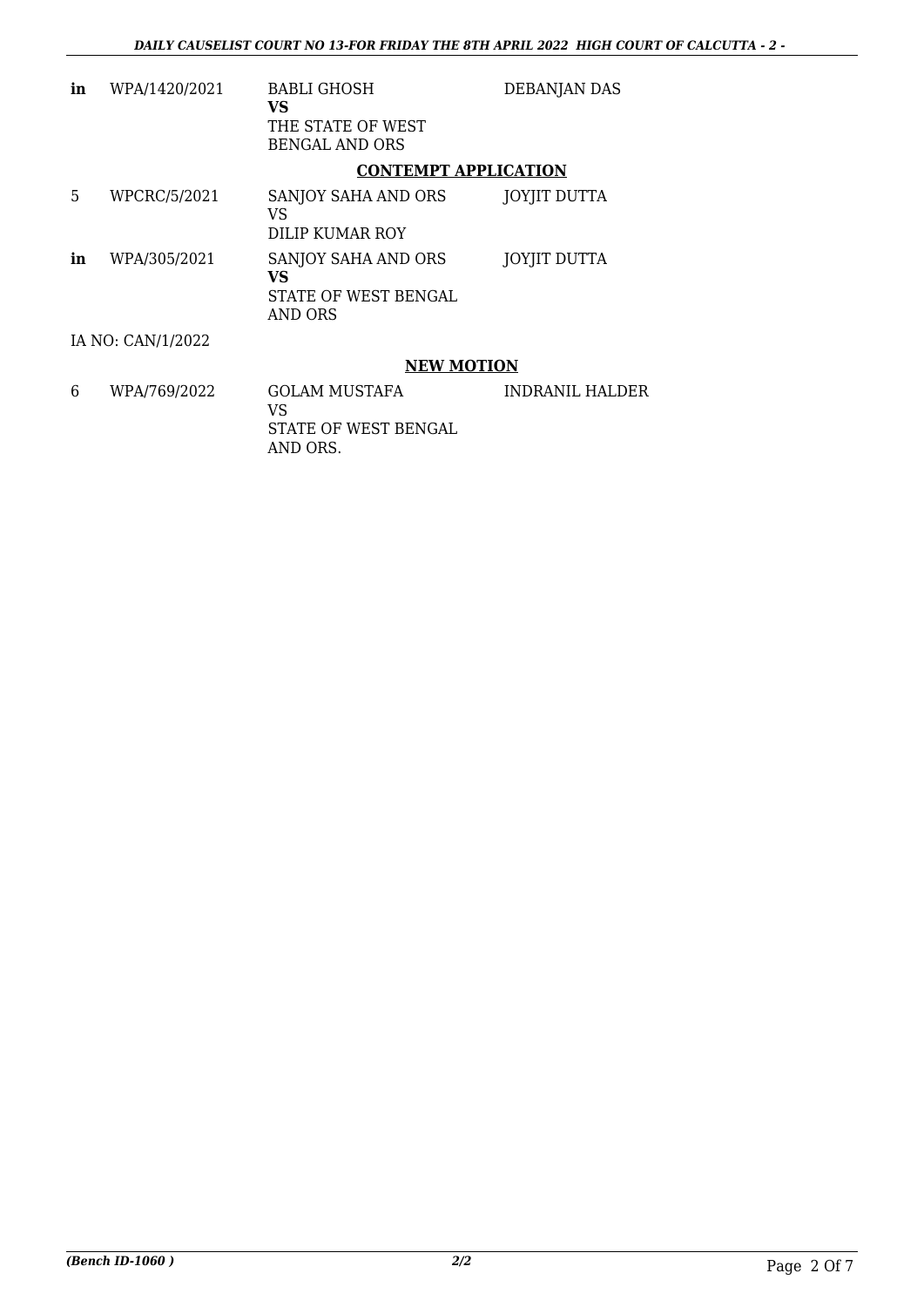| | | | |
|---|---|---|---|
| in | WPA/1420/2021 | BABLI GHOSH **VS** THE STATE OF WEST BENGAL AND ORS | DEBANJAN DAS |

## CONTEMPT APPLICATION

| | | | |
|---|---|---|---|
| 5 | WPCRC/5/2021 | SANJOY SAHA AND ORS VS DILIP KUMAR ROY | JOYJIT DUTTA |
| in | WPA/305/2021 | SANJOY SAHA AND ORS **VS** STATE OF WEST BENGAL AND ORS | JOYJIT DUTTA |

IA NO: CAN/1/2022

## NEW MOTION

| | | | |
|---|---|---|---|
| 6 | WPA/769/2022 | GOLAM MUSTAFA VS STATE OF WEST BENGAL AND ORS. | INDRANIL HALDER |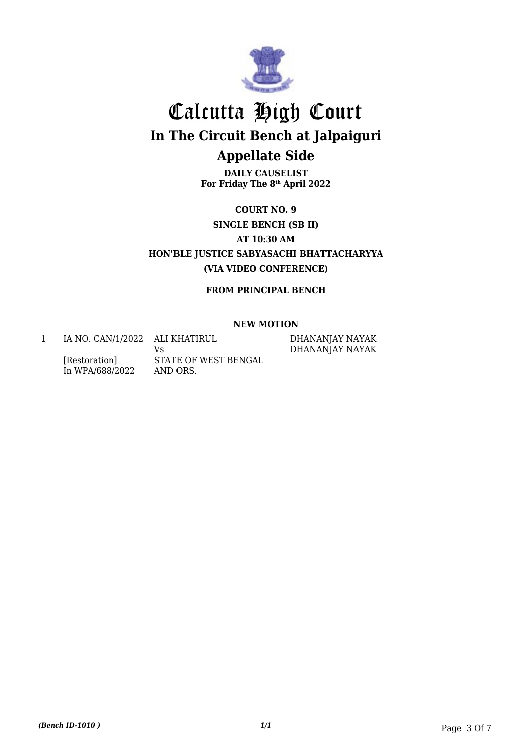# Calcutta High Court

## In The Circuit Bench at Jalpaiguri

## Appellate Side

**DAILY CAUSELIST**
**For Friday The 8th April 2022**

**COURT NO. 9**

**SINGLE BENCH (SB II)**

**AT 10:30 AM**

**HON'BLE JUSTICE SABYASACHI BHATTACHARYYA**

**(VIA VIDEO CONFERENCE)**

**FROM PRINCIPAL BENCH**

---

**NEW MOTION**

| | | | |
|---|---|---|---|
| 1 | IA NO. CAN/1/2022<br><br>[Restoration]<br>In WPA/688/2022 | ALI KHATIRUL<br>Vs<br>STATE OF WEST BENGAL<br>AND ORS. | DHANANJAY NAYAK<br>DHANANJAY NAYAK |

*(Bench ID-1010 )*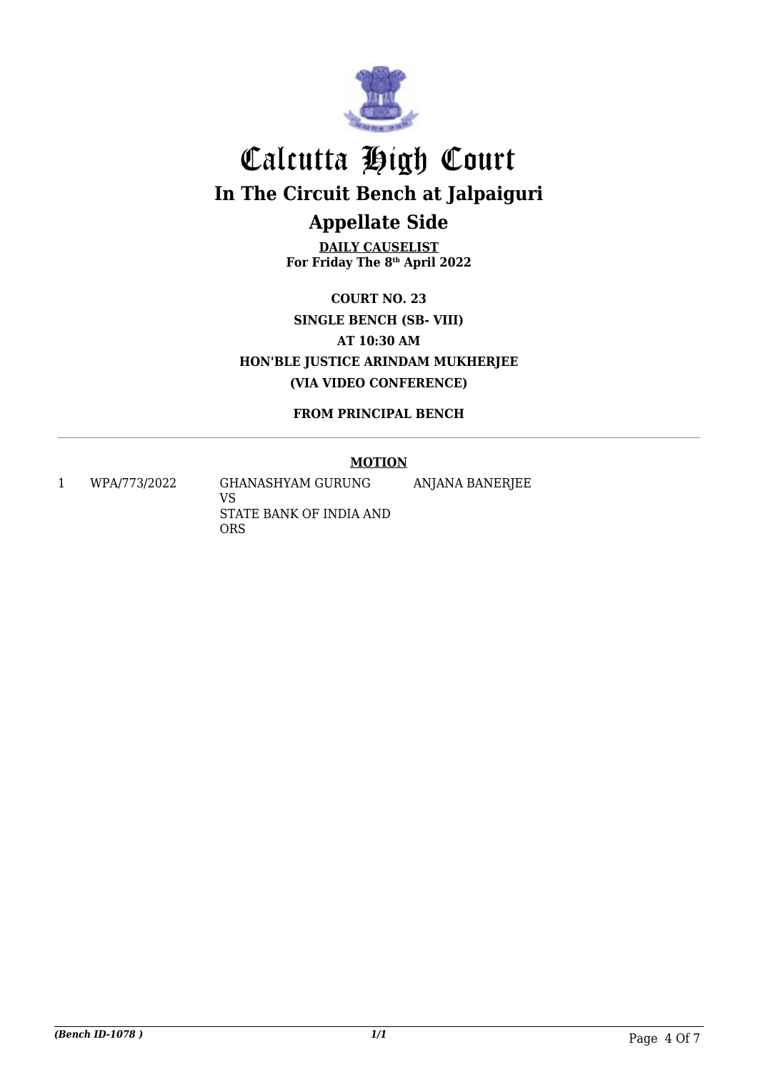# Calcutta High Court

## In The Circuit Bench at Jalpaiguri

## Appellate Side

**DAILY CAUSELIST**
**For Friday The 8th April 2022**

**COURT NO. 23**
**SINGLE BENCH (SB- VIII)**
**AT 10:30 AM**
**HON'BLE JUSTICE ARINDAM MUKHERJEE**
**(VIA VIDEO CONFERENCE)**

**FROM PRINCIPAL BENCH**

**MOTION**

| | | | |
|---|---|---|---|
| 1 | WPA/773/2022 | GHANASHYAM GURUNG<br>VS<br>STATE BANK OF INDIA AND ORS | ANJANA BANERJEE |

*(Bench ID-1078 )*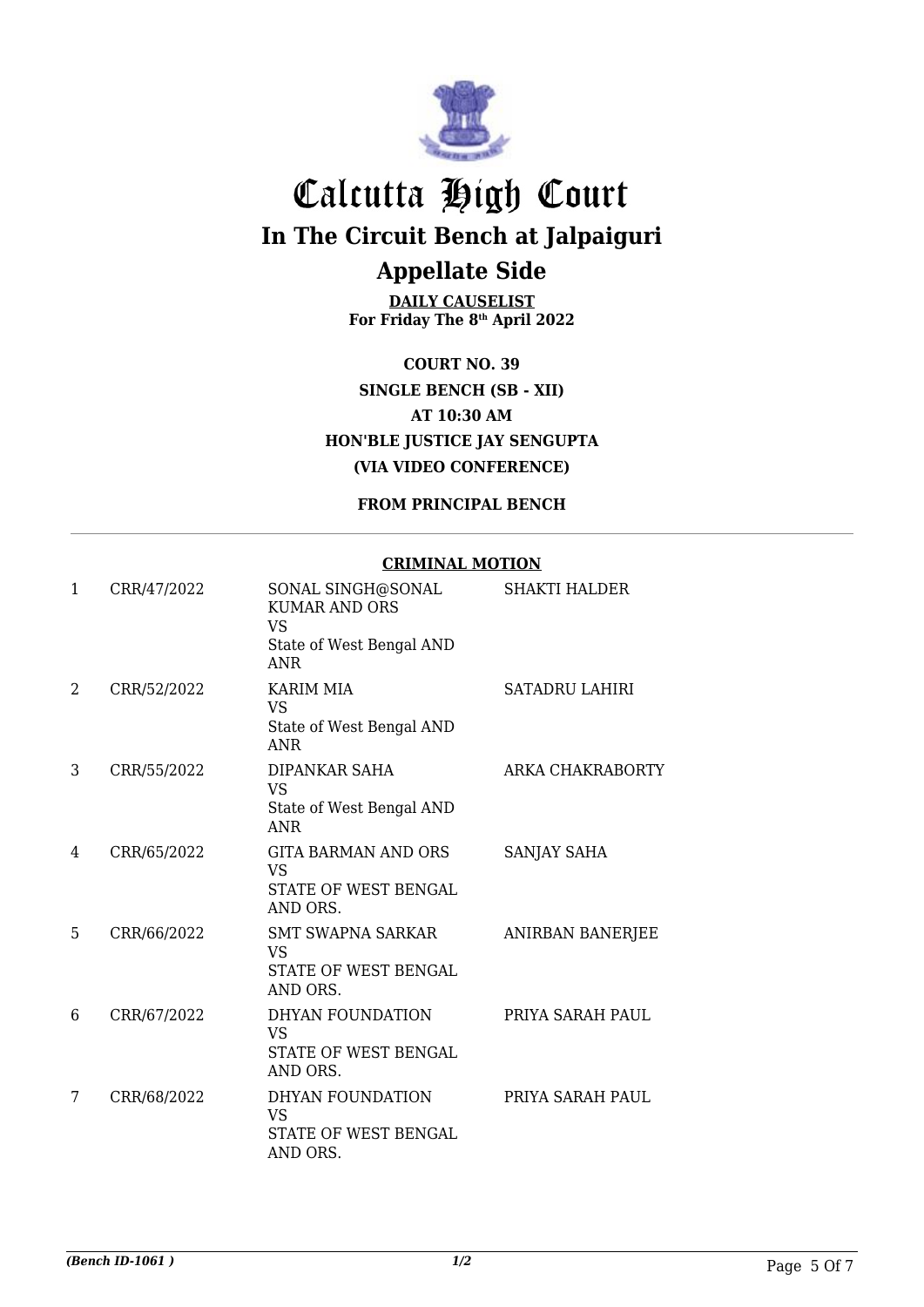# Calcutta High Court

## In The Circuit Bench at Jalpaiguri

## Appellate Side

**DAILY CAUSELIST**
**For Friday The 8th April 2022**

**COURT NO. 39**
**SINGLE BENCH (SB - XII)**
**AT 10:30 AM**
**HON'BLE JUSTICE JAY SENGUPTA**
**(VIA VIDEO CONFERENCE)**

**FROM PRINCIPAL BENCH**

**CRIMINAL MOTION**

| | | | |
|---|---|---|---|
| 1 | CRR/47/2022 | SONAL SINGH@SONAL KUMAR AND ORS VS State of West Bengal AND ANR | SHAKTI HALDER |
| 2 | CRR/52/2022 | KARIM MIA VS State of West Bengal AND ANR | SATADRU LAHIRI |
| 3 | CRR/55/2022 | DIPANKAR SAHA VS State of West Bengal AND ANR | ARKA CHAKRABORTY |
| 4 | CRR/65/2022 | GITA BARMAN AND ORS VS STATE OF WEST BENGAL AND ORS. | SANJAY SAHA |
| 5 | CRR/66/2022 | SMT SWAPNA SARKAR VS STATE OF WEST BENGAL AND ORS. | ANIRBAN BANERJEE |
| 6 | CRR/67/2022 | DHYAN FOUNDATION VS STATE OF WEST BENGAL AND ORS. | PRIYA SARAH PAUL |
| 7 | CRR/68/2022 | DHYAN FOUNDATION VS STATE OF WEST BENGAL AND ORS. | PRIYA SARAH PAUL |

*(Bench ID-1061 )* 1/2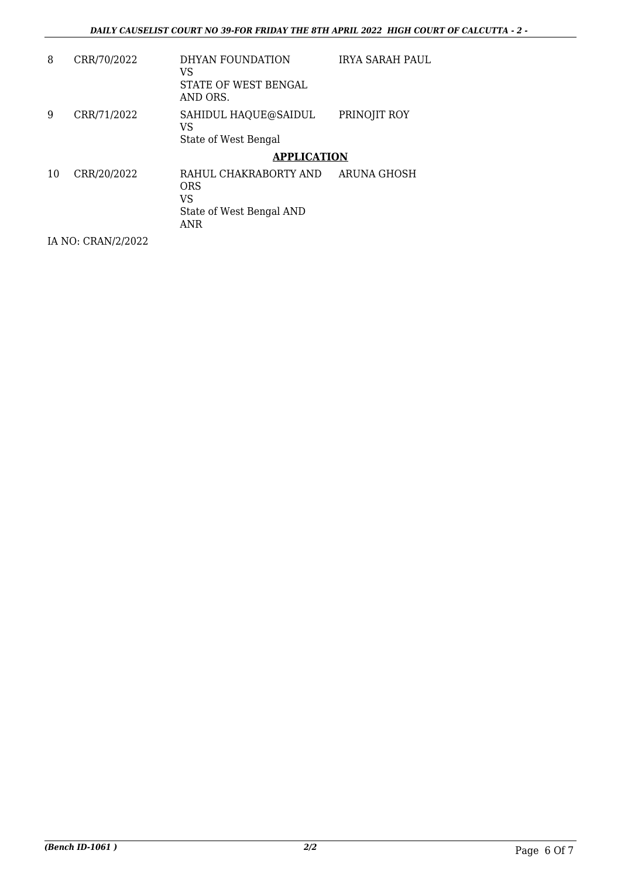| | | | |
|---|---|---|---|
| 8 | CRR/70/2022 | DHYAN FOUNDATION<br>VS<br>STATE OF WEST BENGAL<br>AND ORS. | IRYA SARAH PAUL |
| 9 | CRR/71/2022 | SAHIDUL HAQUE@SAIDUL<br>VS<br>State of West Bengal | PRINOJIT ROY |

**APPLICATION**

| | | | |
|---|---|---|---|
| 10 | CRR/20/2022 | RAHUL CHAKRABORTY AND<br>ORS<br>VS<br>State of West Bengal AND<br>ANR | ARUNA GHOSH |

IA NO: CRAN/2/2022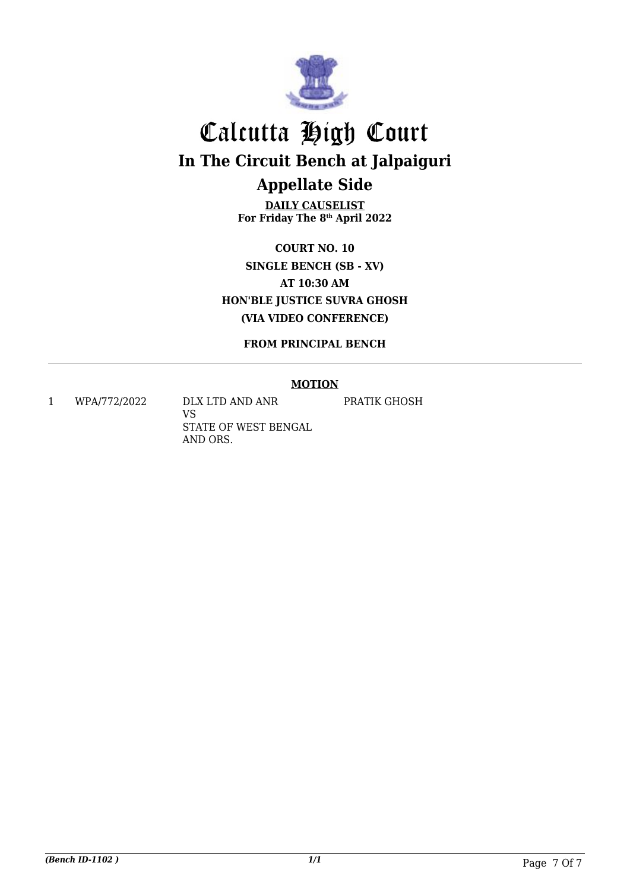# Calcutta High Court

## In The Circuit Bench at Jalpaiguri

## Appellate Side

**DAILY CAUSELIST**
**For Friday The 8th April 2022**

**COURT NO. 10**
**SINGLE BENCH (SB - XV)**
**AT 10:30 AM**
**HON'BLE JUSTICE SUVRA GHOSH**
**(VIA VIDEO CONFERENCE)**

**FROM PRINCIPAL BENCH**

**MOTION**

| | | | |
|---|---|---|---|
| 1 | WPA/772/2022 | DLX LTD AND ANR<br>VS<br>STATE OF WEST BENGAL AND ORS. | PRATIK GHOSH |

*(Bench ID-1102 )*